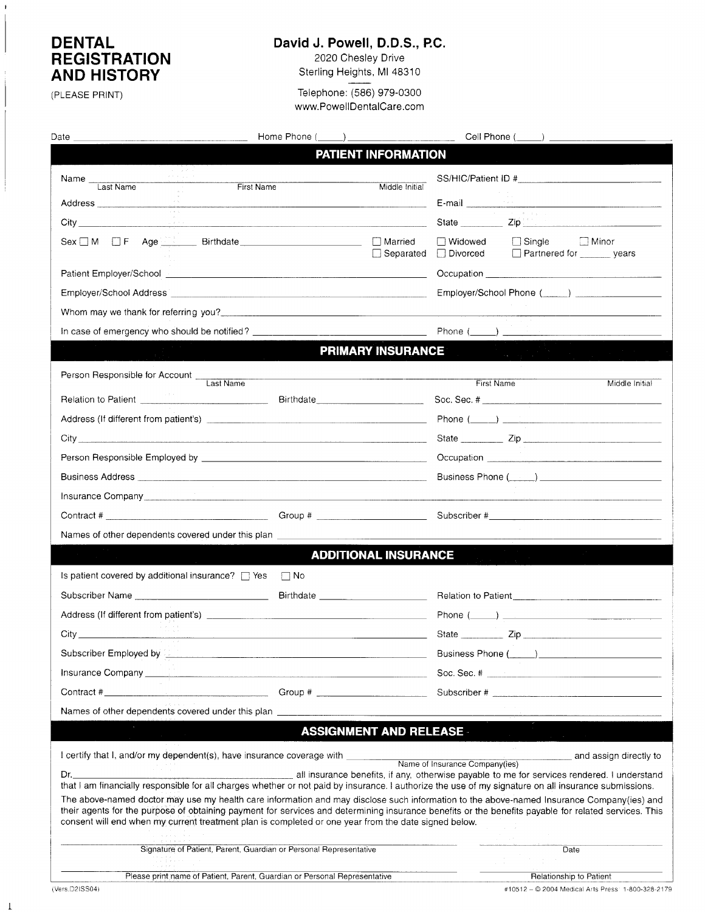# DENTAL REGISTRATION AND HISTORY

(PLEASE PRINT)

**David J. Powell, D.D.S., P.C.**
2020 Chesley Drive
Sterling Heights, MI 48310

Telephone: (586) 979-0300
www.PowellDentalCare.com

Date ______________________ Home Phone (_____) ______________________ Cell Phone (_____) ______________________

## PATIENT INFORMATION

Name ______________________ (Last Name) ______________________ (First Name) ______ (Middle Initial) SS/HIC/Patient ID # ______________________

Address ______________________________________________ E-mail ______________________

City ______________________________________________ State ________ Zip ____________

Sex ☐ M ☐ F Age ______ Birthdate ______________________ ☐ Married ☐ Separated ☐ Widowed ☐ Divorced ☐ Single ☐ Partnered for ______ years ☐ Minor

Patient Employer/School ______________________________________________ Occupation ______________________

Employer/School Address ______________________________________________ Employer/School Phone (_____) ______________________

Whom may we thank for referring you? ______________________________________________

In case of emergency who should be notified? ______________________ Phone (_____) ______________________

## PRIMARY INSURANCE

Person Responsible for Account ______________________ (Last Name) ______________________ (First Name) ______ (Middle Initial)

Relation to Patient ______________________ Birthdate ______________________ Soc. Sec. # ______________________

Address (If different from patient's) ______________________________________________ Phone (_____) ______________________

City ______________________________________________ State ________ Zip ____________

Person Responsible Employed by ______________________________________________ Occupation ______________________

Business Address ______________________________________________ Business Phone (_____) ______________________

Insurance Company ______________________________________________

Contract # ______________________ Group # ______________________ Subscriber # ______________________

Names of other dependents covered under this plan ______________________________________________

## ADDITIONAL INSURANCE

Is patient covered by additional insurance? ☐ Yes ☐ No

Subscriber Name ______________________ Birthdate ______________________ Relation to Patient ______________________

Address (If different from patient's) ______________________________________________ Phone (_____) ______________________

City ______________________________________________ State ________ Zip ____________

Subscriber Employed by ______________________________________________ Business Phone (_____) ______________________

Insurance Company ______________________________________________ Soc. Sec. # ______________________

Contract # ______________________ Group # ______________________ Subscriber # ______________________

Names of other dependents covered under this plan ______________________________________________

## ASSIGNMENT AND RELEASE

I certify that I, and/or my dependent(s), have insurance coverage with ______________________ (Name of Insurance Company(ies)) and assign directly to Dr. ______________________ all insurance benefits, if any, otherwise payable to me for services rendered. I understand that I am financially responsible for all charges whether or not paid by insurance. I authorize the use of my signature on all insurance submissions.

The above-named doctor may use my health care information and may disclose such information to the above-named Insurance Company(ies) and their agents for the purpose of obtaining payment for services and determining insurance benefits or the benefits payable for related services. This consent will end when my current treatment plan is completed or one year from the date signed below.

______________________________________________ Signature of Patient, Parent, Guardian or Personal Representative ______________________ Date

______________________________________________ Please print name of Patient, Parent, Guardian or Personal Representative ______________________ Relationship to Patient

(Vers.D2ISS04) #10512 – © 2004 Medical Arts Press 1-800-328-2179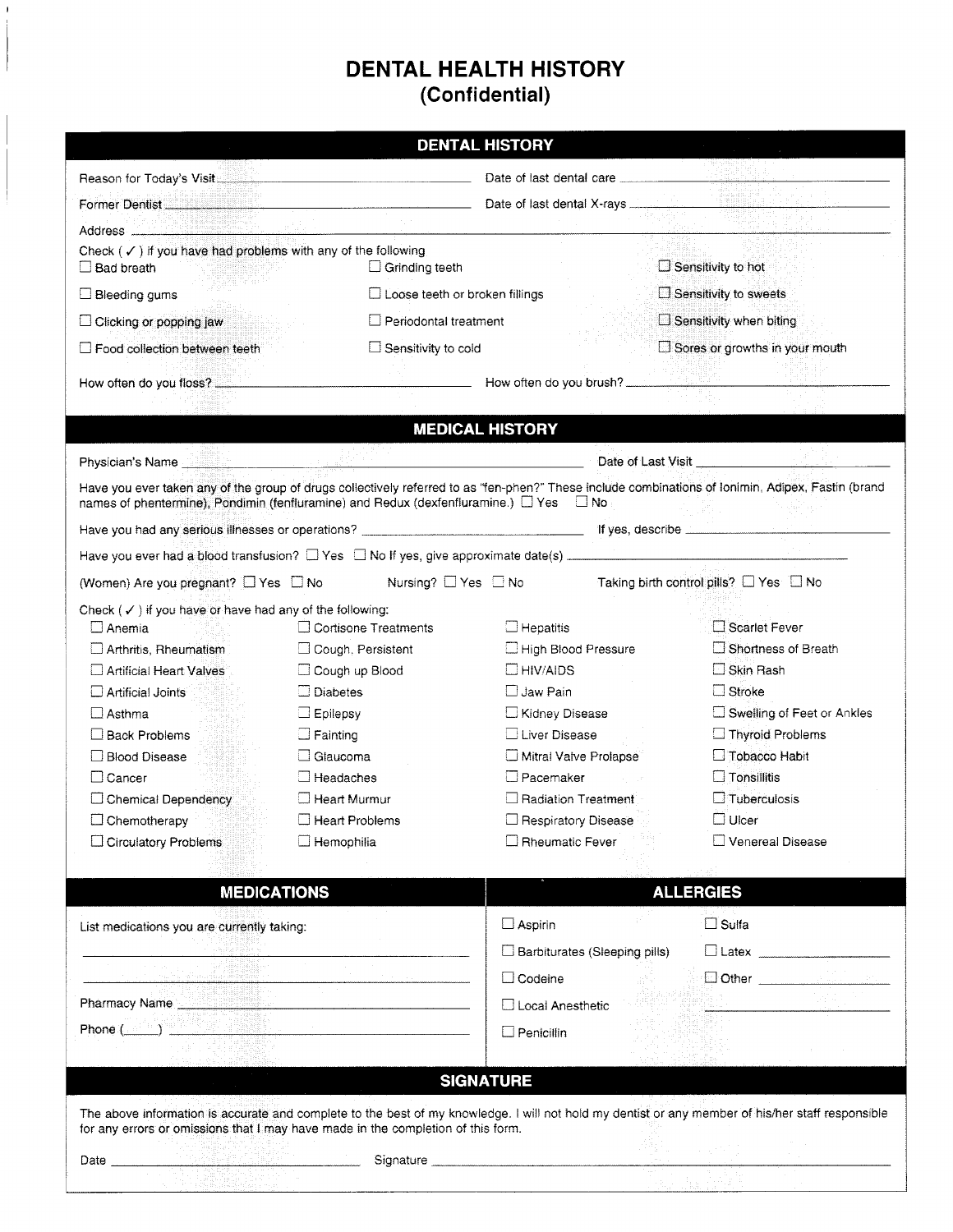# DENTAL HEALTH HISTORY
## (Confidential)

## DENTAL HISTORY

Reason for Today's Visit ______________________ Date of last dental care ______________________

Former Dentist ______________________ Date of last dental X-rays ______________________

Address ______________________________________________

Check ( ✓ ) if you have had problems with any of the following

| | | |
|---|---|---|
| ☐ Bad breath | ☐ Grinding teeth | ☐ Sensitivity to hot |
| ☐ Bleeding gums | ☐ Loose teeth or broken fillings | ☐ Sensitivity to sweets |
| ☐ Clicking or popping jaw | ☐ Periodontal treatment | ☐ Sensitivity when biting |
| ☐ Food collection between teeth | ☐ Sensitivity to cold | ☐ Sores or growths in your mouth |

How often do you floss? ______________________ How often do you brush? ______________________

## MEDICAL HISTORY

Physician's Name ______________________ Date of Last Visit ______________________

Have you ever taken any of the group of drugs collectively referred to as "fen-phen?" These include combinations of Ionimin, Adipex, Fastin (brand names of phentermine), Pondimin (fenfluramine) and Redux (dexfenfluramine.) ☐ Yes ☐ No

Have you had any serious illnesses or operations? ______________________ If yes, describe ______________________

Have you ever had a blood transfusion? ☐ Yes ☐ No If yes, give approximate date(s) ______________________

(Women) Are you pregnant? ☐ Yes ☐ No Nursing? ☐ Yes ☐ No Taking birth control pills? ☐ Yes ☐ No

Check ( ✓ ) if you have or have had any of the following:

| | | | |
|---|---|---|---|
| ☐ Anemia | ☐ Cortisone Treatments | ☐ Hepatitis | ☐ Scarlet Fever |
| ☐ Arthritis, Rheumatism | ☐ Cough, Persistent | ☐ High Blood Pressure | ☐ Shortness of Breath |
| ☐ Artificial Heart Valves | ☐ Cough up Blood | ☐ HIV/AIDS | ☐ Skin Rash |
| ☐ Artificial Joints | ☐ Diabetes | ☐ Jaw Pain | ☐ Stroke |
| ☐ Asthma | ☐ Epilepsy | ☐ Kidney Disease | ☐ Swelling of Feet or Ankles |
| ☐ Back Problems | ☐ Fainting | ☐ Liver Disease | ☐ Thyroid Problems |
| ☐ Blood Disease | ☐ Glaucoma | ☐ Mitral Valve Prolapse | ☐ Tobacco Habit |
| ☐ Cancer | ☐ Headaches | ☐ Pacemaker | ☐ Tonsillitis |
| ☐ Chemical Dependency | ☐ Heart Murmur | ☐ Radiation Treatment | ☐ Tuberculosis |
| ☐ Chemotherapy | ☐ Heart Problems | ☐ Respiratory Disease | ☐ Ulcer |
| ☐ Circulatory Problems | ☐ Hemophilia | ☐ Rheumatic Fever | ☐ Venereal Disease |

## MEDICATIONS

List medications you are currently taking:

______________________

______________________

Pharmacy Name ______________________

Phone (____) ______________________

## ALLERGIES

| | |
|---|---|
| ☐ Aspirin | ☐ Sulfa |
| ☐ Barbiturates (Sleeping pills) | ☐ Latex ____________ |
| ☐ Codeine | ☐ Other ____________ |
| ☐ Local Anesthetic | ____________ |
| ☐ Penicillin | |

## SIGNATURE

The above information is accurate and complete to the best of my knowledge. I will not hold my dentist or any member of his/her staff responsible for any errors or omissions that I may have made in the completion of this form.

Date ______________________ Signature ______________________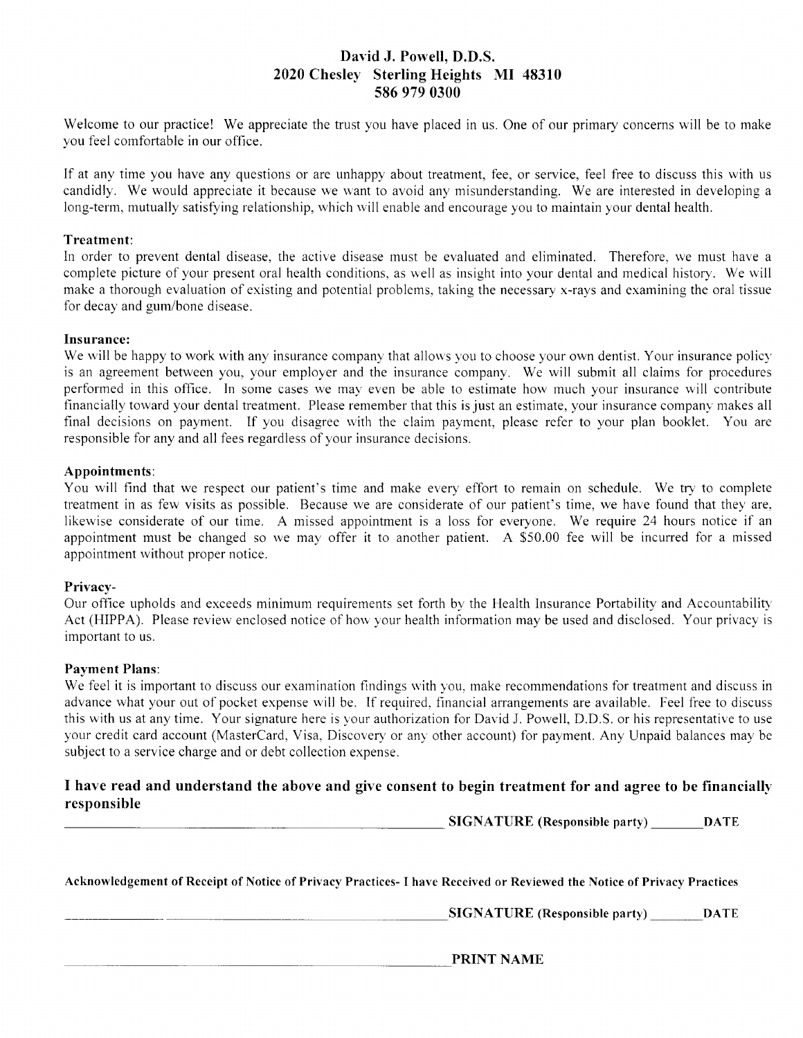**David J. Powell, D.D.S.**
**2020 Chesley Sterling Heights MI 48310**
**586 979 0300**

Welcome to our practice! We appreciate the trust you have placed in us. One of our primary concerns will be to make you feel comfortable in our office.

If at any time you have any questions or are unhappy about treatment, fee, or service, feel free to discuss this with us candidly. We would appreciate it because we want to avoid any misunderstanding. We are interested in developing a long-term, mutually satisfying relationship, which will enable and encourage you to maintain your dental health.

**Treatment**:
In order to prevent dental disease, the active disease must be evaluated and eliminated. Therefore, we must have a complete picture of your present oral health conditions, as well as insight into your dental and medical history. We will make a thorough evaluation of existing and potential problems, taking the necessary x-rays and examining the oral tissue for decay and gum/bone disease.

**Insurance:**
We will be happy to work with any insurance company that allows you to choose your own dentist. Your insurance policy is an agreement between you, your employer and the insurance company. We will submit all claims for procedures performed in this office. In some cases we may even be able to estimate how much your insurance will contribute financially toward your dental treatment. Please remember that this is just an estimate, your insurance company makes all final decisions on payment. If you disagree with the claim payment, please refer to your plan booklet. You are responsible for any and all fees regardless of your insurance decisions.

**Appointments**:
You will find that we respect our patient's time and make every effort to remain on schedule. We try to complete treatment in as few visits as possible. Because we are considerate of our patient's time, we have found that they are, likewise considerate of our time. A missed appointment is a loss for everyone. We require 24 hours notice if an appointment must be changed so we may offer it to another patient. A $50.00 fee will be incurred for a missed appointment without proper notice.

**Privacy-**
Our office upholds and exceeds minimum requirements set forth by the Health Insurance Portability and Accountability Act (HIPPA). Please review enclosed notice of how your health information may be used and disclosed. Your privacy is important to us.

**Payment Plans**:
We feel it is important to discuss our examination findings with you, make recommendations for treatment and discuss in advance what your out of pocket expense will be. If required, financial arrangements are available. Feel free to discuss this with us at any time. Your signature here is your authorization for David J. Powell, D.D.S. or his representative to use your credit card account (MasterCard, Visa, Discovery or any other account) for payment. Any Unpaid balances may be subject to a service charge and or debt collection expense.

**I have read and understand the above and give consent to begin treatment for and agree to be financially responsible**

_______________________________ **SIGNATURE (Responsible party)** _______ **DATE**

**Acknowledgement of Receipt of Notice of Privacy Practices- I have Received or Reviewed the Notice of Privacy Practices**

_______________________________ **SIGNATURE (Responsible party)** _______ **DATE**

_______________________________ **PRINT NAME**